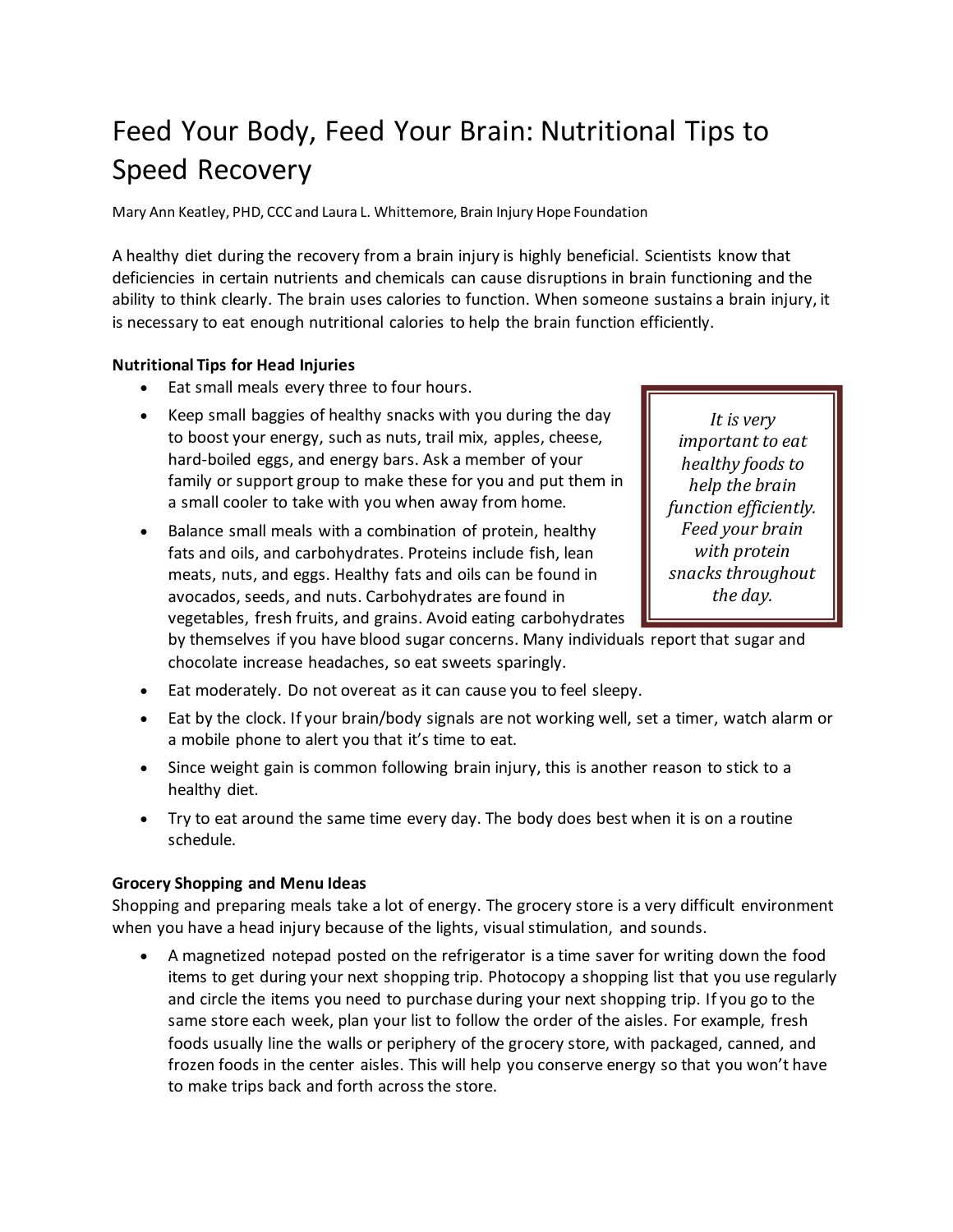# Feed Your Body, Feed Your Brain: Nutritional Tips to Speed Recovery

Mary Ann Keatley, PHD, CCC and Laura L. Whittemore, Brain Injury Hope Foundation

A healthy diet during the recovery from a brain injury is highly beneficial. Scientists know that deficiencies in certain nutrients and chemicals can cause disruptions in brain functioning and the ability to think clearly. The brain uses calories to function. When someone sustains a brain injury, it is necessary to eat enough nutritional calories to help the brain function efficiently.

**Nutritional Tips for Head Injuries**

- Eat small meals every three to four hours.
- Keep small baggies of healthy snacks with you during the day to boost your energy, such as nuts, trail mix, apples, cheese, hard-boiled eggs, and energy bars. Ask a member of your family or support group to make these for you and put them in a small cooler to take with you when away from home.
- Balance small meals with a combination of protein, healthy fats and oils, and carbohydrates. Proteins include fish, lean meats, nuts, and eggs. Healthy fats and oils can be found in avocados, seeds, and nuts. Carbohydrates are found in vegetables, fresh fruits, and grains. Avoid eating carbohydrates by themselves if you have blood sugar concerns. Many individuals report that sugar and chocolate increase headaches, so eat sweets sparingly.
- Eat moderately. Do not overeat as it can cause you to feel sleepy.
- Eat by the clock. If your brain/body signals are not working well, set a timer, watch alarm or a mobile phone to alert you that it's time to eat.
- Since weight gain is common following brain injury, this is another reason to stick to a healthy diet.
- Try to eat around the same time every day. The body does best when it is on a routine schedule.

> *It is very important to eat healthy foods to help the brain function efficiently. Feed your brain with protein snacks throughout the day.*

**Grocery Shopping and Menu Ideas**

Shopping and preparing meals take a lot of energy. The grocery store is a very difficult environment when you have a head injury because of the lights, visual stimulation, and sounds.

- A magnetized notepad posted on the refrigerator is a time saver for writing down the food items to get during your next shopping trip. Photocopy a shopping list that you use regularly and circle the items you need to purchase during your next shopping trip. If you go to the same store each week, plan your list to follow the order of the aisles. For example, fresh foods usually line the walls or periphery of the grocery store, with packaged, canned, and frozen foods in the center aisles. This will help you conserve energy so that you won't have to make trips back and forth across the store.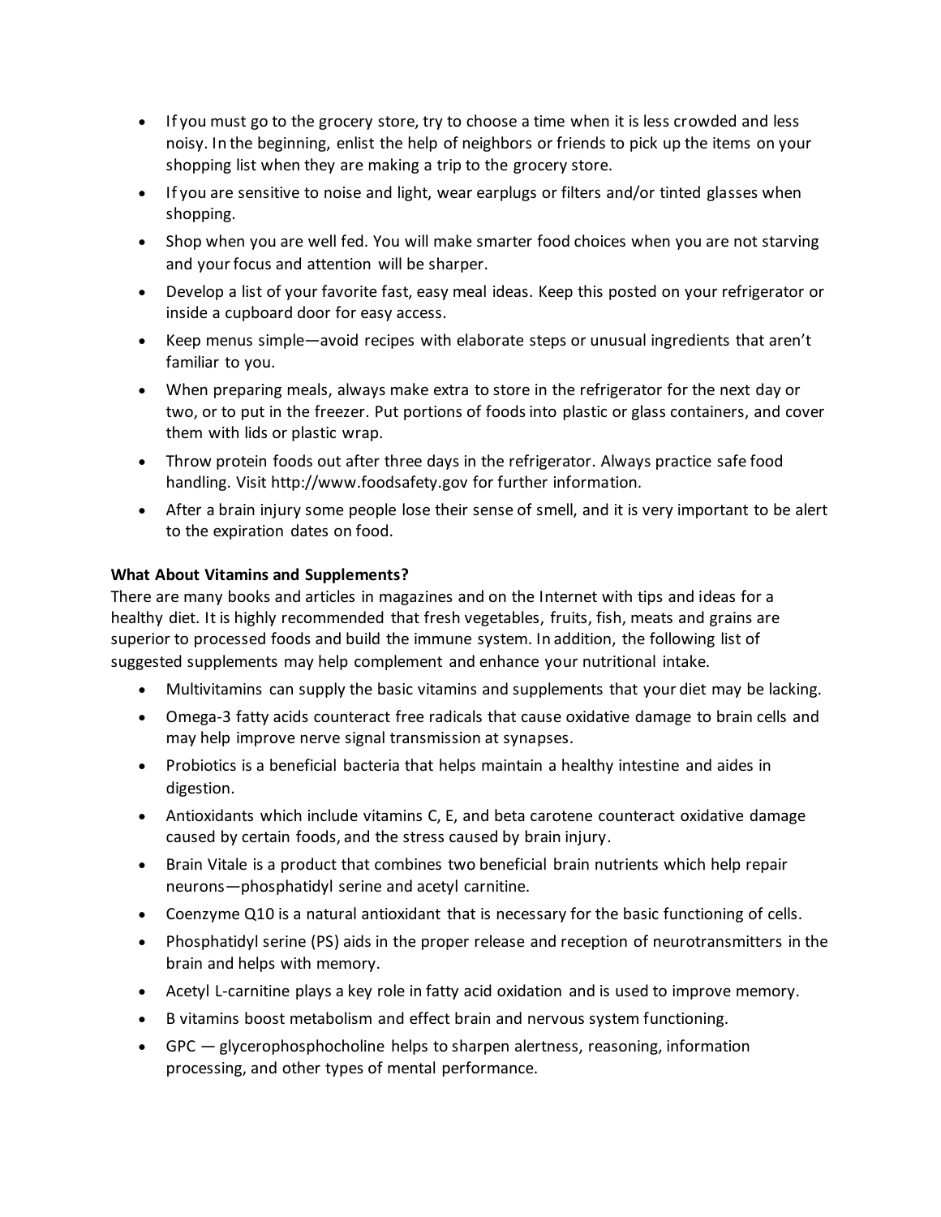- If you must go to the grocery store, try to choose a time when it is less crowded and less noisy. In the beginning, enlist the help of neighbors or friends to pick up the items on your shopping list when they are making a trip to the grocery store.
- If you are sensitive to noise and light, wear earplugs or filters and/or tinted glasses when shopping.
- Shop when you are well fed. You will make smarter food choices when you are not starving and your focus and attention will be sharper.
- Develop a list of your favorite fast, easy meal ideas. Keep this posted on your refrigerator or inside a cupboard door for easy access.
- Keep menus simple—avoid recipes with elaborate steps or unusual ingredients that aren't familiar to you.
- When preparing meals, always make extra to store in the refrigerator for the next day or two, or to put in the freezer. Put portions of foods into plastic or glass containers, and cover them with lids or plastic wrap.
- Throw protein foods out after three days in the refrigerator. Always practice safe food handling. Visit http://www.foodsafety.gov for further information.
- After a brain injury some people lose their sense of smell, and it is very important to be alert to the expiration dates on food.

**What About Vitamins and Supplements?**

There are many books and articles in magazines and on the Internet with tips and ideas for a healthy diet. It is highly recommended that fresh vegetables, fruits, fish, meats and grains are superior to processed foods and build the immune system. In addition, the following list of suggested supplements may help complement and enhance your nutritional intake.

- Multivitamins can supply the basic vitamins and supplements that your diet may be lacking.
- Omega-3 fatty acids counteract free radicals that cause oxidative damage to brain cells and may help improve nerve signal transmission at synapses.
- Probiotics is a beneficial bacteria that helps maintain a healthy intestine and aides in digestion.
- Antioxidants which include vitamins C, E, and beta carotene counteract oxidative damage caused by certain foods, and the stress caused by brain injury.
- Brain Vitale is a product that combines two beneficial brain nutrients which help repair neurons—phosphatidyl serine and acetyl carnitine.
- Coenzyme Q10 is a natural antioxidant that is necessary for the basic functioning of cells.
- Phosphatidyl serine (PS) aids in the proper release and reception of neurotransmitters in the brain and helps with memory.
- Acetyl L-carnitine plays a key role in fatty acid oxidation and is used to improve memory.
- B vitamins boost metabolism and effect brain and nervous system functioning.
- GPC — glycerophosphocholine helps to sharpen alertness, reasoning, information processing, and other types of mental performance.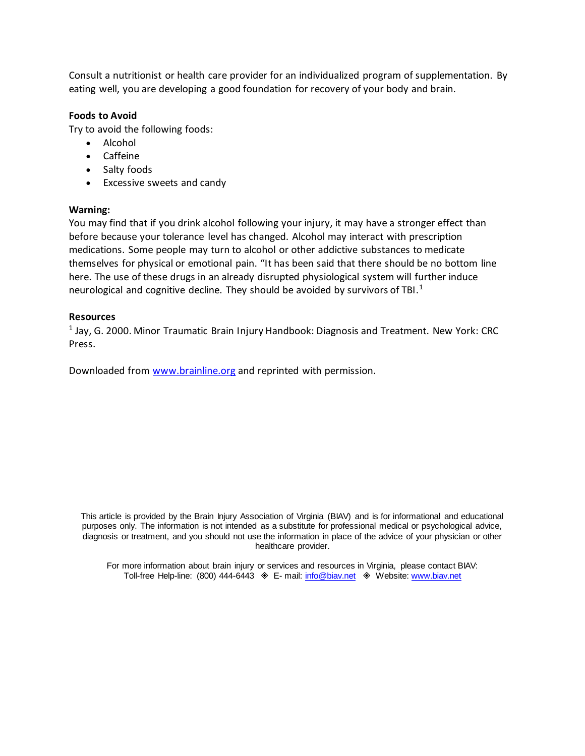Consult a nutritionist or health care provider for an individualized program of supplementation. By eating well, you are developing a good foundation for recovery of your body and brain.

**Foods to Avoid**

Try to avoid the following foods:

- Alcohol
- Caffeine
- Salty foods
- Excessive sweets and candy

**Warning:**

You may find that if you drink alcohol following your injury, it may have a stronger effect than before because your tolerance level has changed. Alcohol may interact with prescription medications. Some people may turn to alcohol or other addictive substances to medicate themselves for physical or emotional pain. "It has been said that there should be no bottom line here. The use of these drugs in an already disrupted physiological system will further induce neurological and cognitive decline. They should be avoided by survivors of TBI.[1]

**Resources**

[1] Jay, G. 2000. Minor Traumatic Brain Injury Handbook: Diagnosis and Treatment. New York: CRC Press.

Downloaded from [www.brainline.org](http://www.brainline.org) and reprinted with permission.

This article is provided by the Brain Injury Association of Virginia (BIAV) and is for informational and educational purposes only. The information is not intended as a substitute for professional medical or psychological advice, diagnosis or treatment, and you should not use the information in place of the advice of your physician or other healthcare provider.

For more information about brain injury or services and resources in Virginia, please contact BIAV:
Toll-free Help-line: (800) 444-6443 ◈ E- mail: [info@biav.net](mailto:info@biav.net) ◈ Website: [www.biav.net](http://www.biav.net)